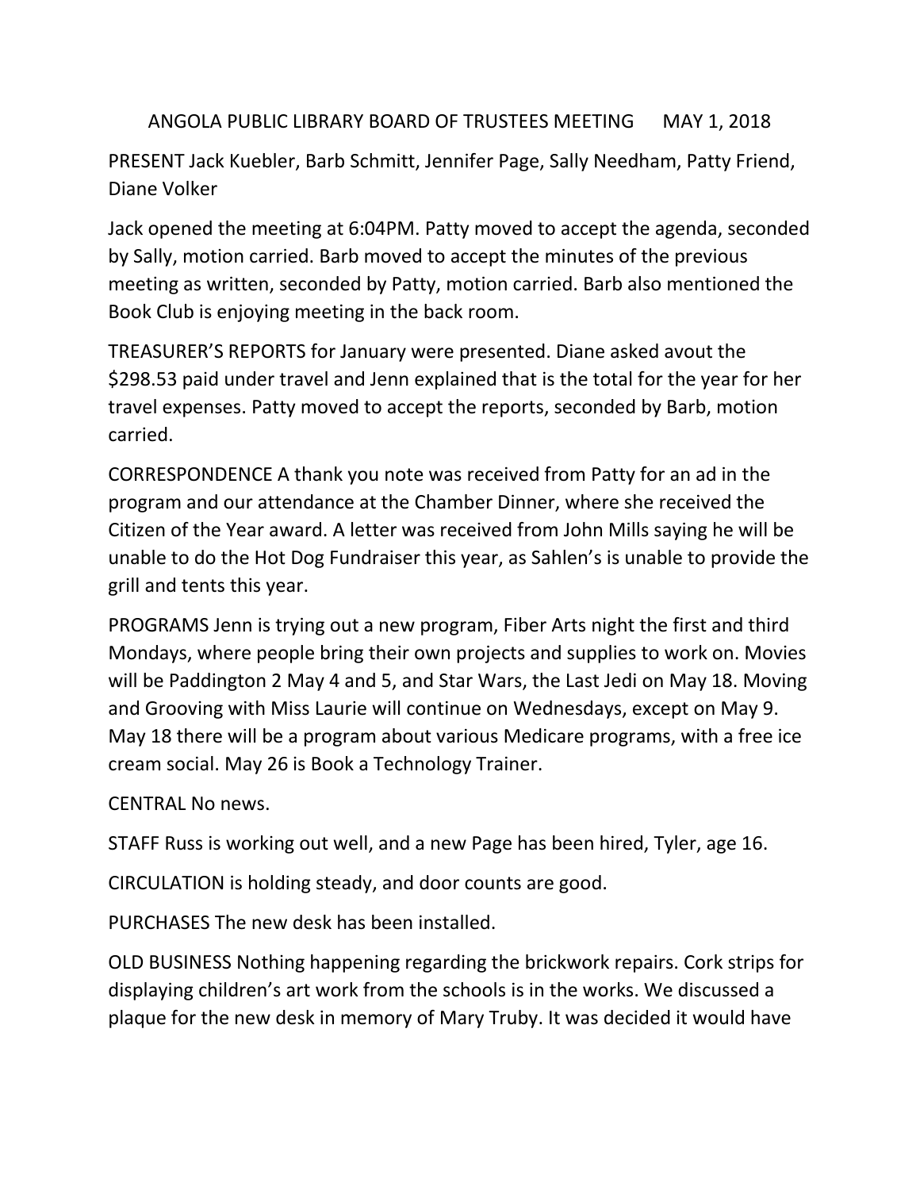# ANGOLA PUBLIC LIBRARY BOARD OF TRUSTEES MEETING MAY 1, 2018

PRESENT Jack Kuebler, Barb Schmitt, Jennifer Page, Sally Needham, Patty Friend, Diane Volker

Jack opened the meeting at 6:04PM. Patty moved to accept the agenda, seconded by Sally, motion carried. Barb moved to accept the minutes of the previous meeting as written, seconded by Patty, motion carried. Barb also mentioned the Book Club is enjoying meeting in the back room.

TREASURER'S REPORTS for January were presented. Diane asked avout the $298.53 paid under travel and Jenn explained that is the total for the year for her travel expenses. Patty moved to accept the reports, seconded by Barb, motion carried.

CORRESPONDENCE A thank you note was received from Patty for an ad in the program and our attendance at the Chamber Dinner, where she received the Citizen of the Year award. A letter was received from John Mills saying he will be unable to do the Hot Dog Fundraiser this year, as Sahlen's is unable to provide the grill and tents this year.

PROGRAMS Jenn is trying out a new program, Fiber Arts night the first and third Mondays, where people bring their own projects and supplies to work on. Movies will be Paddington 2 May 4 and 5, and Star Wars, the Last Jedi on May 18. Moving and Grooving with Miss Laurie will continue on Wednesdays, except on May 9. May 18 there will be a program about various Medicare programs, with a free ice cream social. May 26 is Book a Technology Trainer.

CENTRAL No news.

STAFF Russ is working out well, and a new Page has been hired, Tyler, age 16.

CIRCULATION is holding steady, and door counts are good.

PURCHASES The new desk has been installed.

OLD BUSINESS Nothing happening regarding the brickwork repairs. Cork strips for displaying children's art work from the schools is in the works. We discussed a plaque for the new desk in memory of Mary Truby. It was decided it would have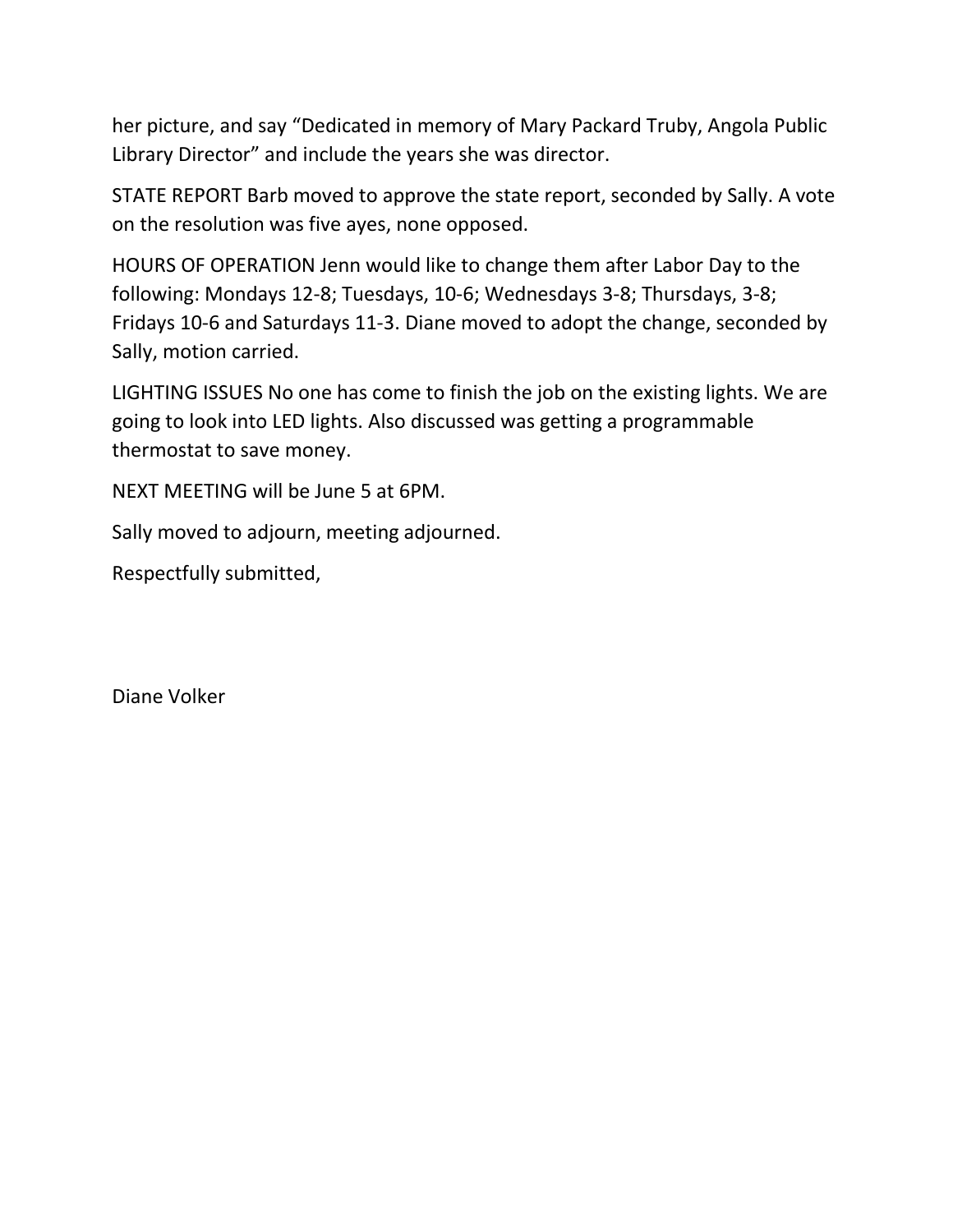her picture, and say "Dedicated in memory of Mary Packard Truby, Angola Public Library Director" and include the years she was director.

STATE REPORT Barb moved to approve the state report, seconded by Sally. A vote on the resolution was five ayes, none opposed.

HOURS OF OPERATION Jenn would like to change them after Labor Day to the following: Mondays 12-8; Tuesdays, 10-6; Wednesdays 3-8; Thursdays, 3-8; Fridays 10-6 and Saturdays 11-3. Diane moved to adopt the change, seconded by Sally, motion carried.

LIGHTING ISSUES No one has come to finish the job on the existing lights. We are going to look into LED lights. Also discussed was getting a programmable thermostat to save money.

NEXT MEETING will be June 5 at 6PM.

Sally moved to adjourn, meeting adjourned.

Respectfully submitted,

Diane Volker